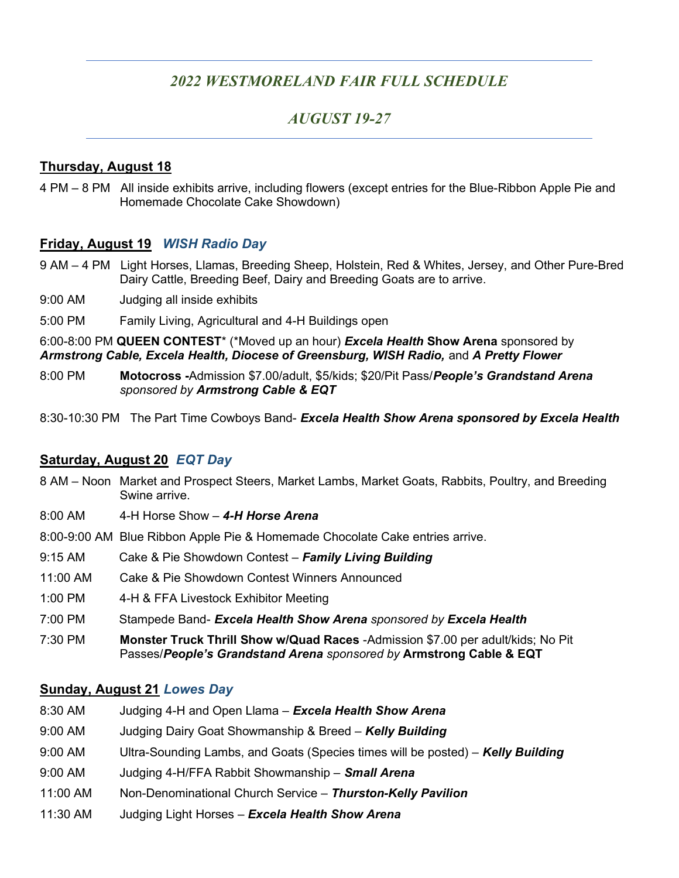# *2022 WESTMORELAND FAIR FULL SCHEDULE*

# *AUGUST 19-27*

## Thursday, August 18

4 PM – 8 PM All inside exhibits arrive, including flowers (except entries for the Blue-Ribbon Apple Pie and Homemade Chocolate Cake Showdown)

## Friday, August 19 *WISH Radio Day*

9 AM – 4 PM Light Horses, Llamas, Breeding Sheep, Holstein, Red & Whites, Jersey, and Other Pure-Bred Dairy Cattle, Breeding Beef, Dairy and Breeding Goats are to arrive.

9:00 AM Judging all inside exhibits

5:00 PM Family Living, Agricultural and 4-H Buildings open

6:00-8:00 PM **QUEEN CONTEST*** (*Moved up an hour) ***Excela Health* Show Arena** sponsored by ***Armstrong Cable, Excela Health, Diocese of Greensburg, WISH Radio,*** and ***A Pretty Flower***

8:00 PM **Motocross -**Admission $7.00/adult, $5/kids; $20/Pit Pass/***People's Grandstand Arena*** *sponsored by* ***Armstrong Cable & EQT***

8:30-10:30 PM The Part Time Cowboys Band- ***Excela Health Show Arena sponsored by Excela Health***

## Saturday, August 20 *EQT Day*

8 AM – Noon Market and Prospect Steers, Market Lambs, Market Goats, Rabbits, Poultry, and Breeding Swine arrive.

8:00 AM 4-H Horse Show – ***4-H Horse Arena***

8:00-9:00 AM Blue Ribbon Apple Pie & Homemade Chocolate Cake entries arrive.

9:15 AM Cake & Pie Showdown Contest – ***Family Living Building***

11:00 AM Cake & Pie Showdown Contest Winners Announced

1:00 PM 4-H & FFA Livestock Exhibitor Meeting

7:00 PM Stampede Band- ***Excela Health Show Arena*** *sponsored by* ***Excela Health***

7:30 PM **Monster Truck Thrill Show w/Quad Races** -Admission $7.00 per adult/kids; No Pit Passes/***People's Grandstand Arena*** *sponsored by* **Armstrong Cable & EQT**

## Sunday, August 21 *Lowes Day*

8:30 AM Judging 4-H and Open Llama – ***Excela Health Show Arena***

9:00 AM Judging Dairy Goat Showmanship & Breed – ***Kelly Building***

9:00 AM Ultra-Sounding Lambs, and Goats (Species times will be posted) – ***Kelly Building***

9:00 AM Judging 4-H/FFA Rabbit Showmanship – ***Small Arena***

11:00 AM Non-Denominational Church Service – ***Thurston-Kelly Pavilion***

11:30 AM Judging Light Horses – ***Excela Health Show Arena***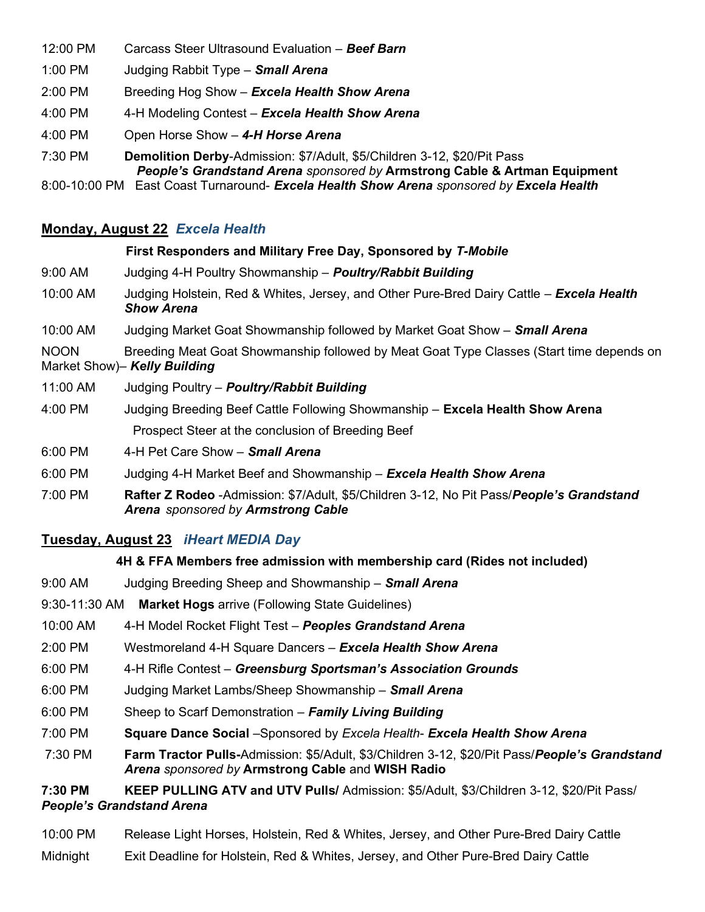12:00 PM Carcass Steer Ultrasound Evaluation – ***Beef Barn***

1:00 PM Judging Rabbit Type – ***Small Arena***

2:00 PM Breeding Hog Show – ***Excela Health Show Arena***

4:00 PM 4-H Modeling Contest – ***Excela Health Show Arena***

4:00 PM Open Horse Show – ***4-H Horse Arena***

7:30 PM **Demolition Derby**-Admission: $7/Adult, $5/Children 3-12, $20/Pit Pass ***People's Grandstand Arena*** *sponsored by* **Armstrong Cable & Artman Equipment**

8:00-10:00 PM East Coast Turnaround- ***Excela Health Show Arena*** *sponsored by* ***Excela Health***

## Monday, August 22 *Excela Health*

**First Responders and Military Free Day, Sponsored by *T-Mobile***

9:00 AM Judging 4-H Poultry Showmanship – ***Poultry/Rabbit Building***

10:00 AM Judging Holstein, Red & Whites, Jersey, and Other Pure-Bred Dairy Cattle – ***Excela Health Show Arena***

10:00 AM Judging Market Goat Showmanship followed by Market Goat Show – ***Small Arena***

NOON Breeding Meat Goat Showmanship followed by Meat Goat Type Classes (Start time depends on Market Show)– ***Kelly Building***

11:00 AM Judging Poultry – ***Poultry/Rabbit Building***

4:00 PM Judging Breeding Beef Cattle Following Showmanship – **Excela Health Show Arena**

Prospect Steer at the conclusion of Breeding Beef

6:00 PM 4-H Pet Care Show – ***Small Arena***

6:00 PM Judging 4-H Market Beef and Showmanship – ***Excela Health Show Arena***

7:00 PM **Rafter Z Rodeo** -Admission: $7/Adult, $5/Children 3-12, No Pit Pass/***People's Grandstand Arena*** *sponsored by* ***Armstrong Cable***

## Tuesday, August 23 *iHeart MEDIA Day*

**4H & FFA Members free admission with membership card (Rides not included)**

9:00 AM Judging Breeding Sheep and Showmanship – ***Small Arena***

9:30-11:30 AM **Market Hogs** arrive (Following State Guidelines)

10:00 AM 4-H Model Rocket Flight Test – ***Peoples Grandstand Arena***

2:00 PM Westmoreland 4-H Square Dancers – ***Excela Health Show Arena***

6:00 PM 4-H Rifle Contest – ***Greensburg Sportsman's Association Grounds***

6:00 PM Judging Market Lambs/Sheep Showmanship – ***Small Arena***

6:00 PM Sheep to Scarf Demonstration – ***Family Living Building***

7:00 PM **Square Dance Social** –Sponsored by *Excela Health*- ***Excela Health Show Arena***

7:30 PM **Farm Tractor Pulls-**Admission: $5/Adult, $3/Children 3-12, $20/Pit Pass/***People's Grandstand Arena*** *sponsored by* **Armstrong Cable** and **WISH Radio**

**7:30 PM KEEP PULLING ATV and UTV Pulls/** Admission: $5/Adult, $3/Children 3-12, $20/Pit Pass/ ***People's Grandstand Arena***

10:00 PM Release Light Horses, Holstein, Red & Whites, Jersey, and Other Pure-Bred Dairy Cattle

Midnight Exit Deadline for Holstein, Red & Whites, Jersey, and Other Pure-Bred Dairy Cattle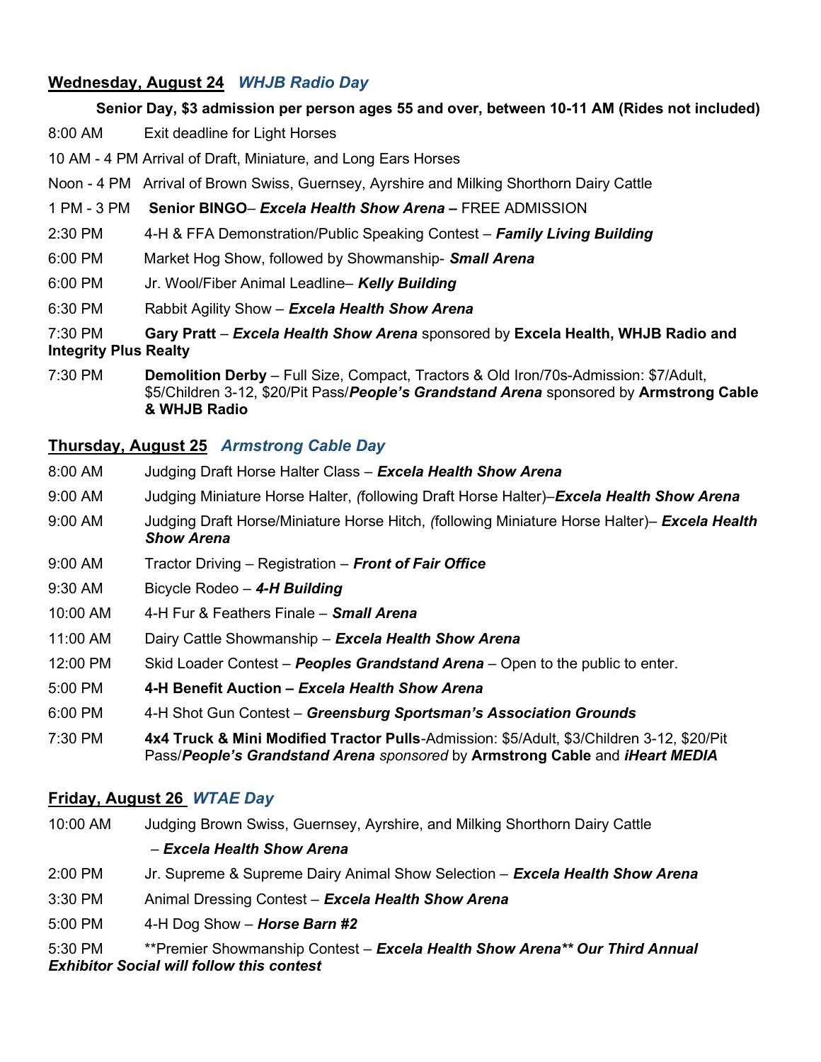## <u>Wednesday, August 24</u> *WHJB Radio Day*

**Senior Day, $3 admission per person ages 55 and over, between 10-11 AM (Rides not included)**

8:00 AM Exit deadline for Light Horses

10 AM - 4 PM Arrival of Draft, Miniature, and Long Ears Horses

Noon - 4 PM Arrival of Brown Swiss, Guernsey, Ayrshire and Milking Shorthorn Dairy Cattle

1 PM - 3 PM **Senior BINGO**– ***Excela Health Show Arena*** **–** FREE ADMISSION

2:30 PM 4-H & FFA Demonstration/Public Speaking Contest – ***Family Living Building***

6:00 PM Market Hog Show, followed by Showmanship- ***Small Arena***

6:00 PM Jr. Wool/Fiber Animal Leadline– ***Kelly Building***

6:30 PM Rabbit Agility Show – ***Excela Health Show Arena***

7:30 PM **Gary Pratt** – ***Excela Health Show Arena*** sponsored by **Excela Health, WHJB Radio and Integrity Plus Realty**

7:30 PM **Demolition Derby** – Full Size, Compact, Tractors & Old Iron/70s-Admission: $7/Adult, $5/Children 3-12, $20/Pit Pass/***People's Grandstand Arena*** sponsored by **Armstrong Cable & WHJB Radio**

## <u>Thursday, August 25</u> *Armstrong Cable Day*

8:00 AM Judging Draft Horse Halter Class – ***Excela Health Show Arena***

9:00 AM Judging Miniature Horse Halter, *(*following Draft Horse Halter)–***Excela Health Show Arena***

9:00 AM Judging Draft Horse/Miniature Horse Hitch, *(*following Miniature Horse Halter)– ***Excela Health Show Arena***

9:00 AM Tractor Driving – Registration – ***Front of Fair Office***

9:30 AM Bicycle Rodeo – ***4-H Building***

10:00 AM 4-H Fur & Feathers Finale – ***Small Arena***

11:00 AM Dairy Cattle Showmanship – ***Excela Health Show Arena***

12:00 PM Skid Loader Contest – ***Peoples Grandstand Arena*** – Open to the public to enter.

5:00 PM **4-H Benefit Auction –** ***Excela Health Show Arena***

6:00 PM 4-H Shot Gun Contest – ***Greensburg Sportsman's Association Grounds***

7:30 PM **4x4 Truck & Mini Modified Tractor Pulls**-Admission: $5/Adult, $3/Children 3-12, $20/Pit Pass/***People's Grandstand Arena*** *sponsored* by **Armstrong Cable** and ***iHeart MEDIA***

## <u>Friday, August 26</u> *WTAE Day*

10:00 AM Judging Brown Swiss, Guernsey, Ayrshire, and Milking Shorthorn Dairy Cattle – ***Excela Health Show Arena***

2:00 PM Jr. Supreme & Supreme Dairy Animal Show Selection – ***Excela Health Show Arena***

3:30 PM Animal Dressing Contest – ***Excela Health Show Arena***

5:00 PM 4-H Dog Show – ***Horse Barn #2***

5:30 PM **Premier Showmanship Contest – ***Excela Health Show Arena** Our Third Annual Exhibitor Social will follow this contest***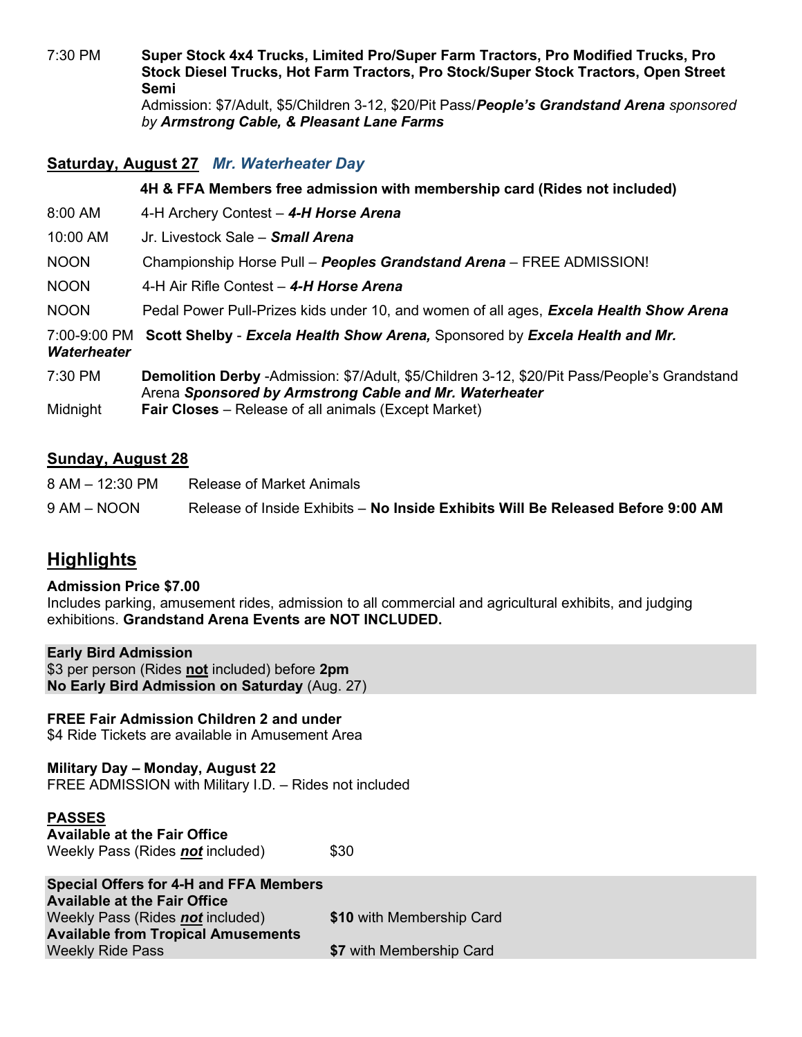7:30 PM **Super Stock 4x4 Trucks, Limited Pro/Super Farm Tractors, Pro Modified Trucks, Pro Stock Diesel Trucks, Hot Farm Tractors, Pro Stock/Super Stock Tractors, Open Street Semi**
Admission: $7/Adult, $5/Children 3-12, $20/Pit Pass/***People's Grandstand Arena*** *sponsored by* ***Armstrong Cable, & Pleasant Lane Farms***

## Saturday, August 27 *Mr. Waterheater Day*

**4H & FFA Members free admission with membership card (Rides not included)**

8:00 AM 4-H Archery Contest – ***4-H Horse Arena***

10:00 AM Jr. Livestock Sale – ***Small Arena***

NOON Championship Horse Pull – ***Peoples Grandstand Arena*** – FREE ADMISSION!

NOON 4-H Air Rifle Contest – ***4-H Horse Arena***

NOON Pedal Power Pull-Prizes kids under 10, and women of all ages, ***Excela Health Show Arena***

7:00-9:00 PM **Scott Shelby** - ***Excela Health Show Arena,*** Sponsored by ***Excela Health and Mr. Waterheater***

7:30 PM **Demolition Derby** -Admission: $7/Adult, $5/Children 3-12, $20/Pit Pass/People's Grandstand Arena ***Sponsored by Armstrong Cable and Mr. Waterheater***

Midnight **Fair Closes** – Release of all animals (Except Market)

## Sunday, August 28

8 AM – 12:30 PM Release of Market Animals

9 AM – NOON Release of Inside Exhibits – **No Inside Exhibits Will Be Released Before 9:00 AM**

# Highlights

**Admission Price $7.00**
Includes parking, amusement rides, admission to all commercial and agricultural exhibits, and judging exhibitions. **Grandstand Arena Events are NOT INCLUDED.**

**Early Bird Admission**
$3 per person (Rides **not** included) before **2pm**
**No Early Bird Admission on Saturday** (Aug. 27)

**FREE Fair Admission Children 2 and under**
$4 Ride Tickets are available in Amusement Area

**Military Day – Monday, August 22**
FREE ADMISSION with Military I.D. – Rides not included

**PASSES**
**Available at the Fair Office**
Weekly Pass (Rides ***not*** included) $30

**Special Offers for 4-H and FFA Members**
**Available at the Fair Office**
Weekly Pass (Rides ***not*** included) **$10** with Membership Card
**Available from Tropical Amusements**
Weekly Ride Pass **$7** with Membership Card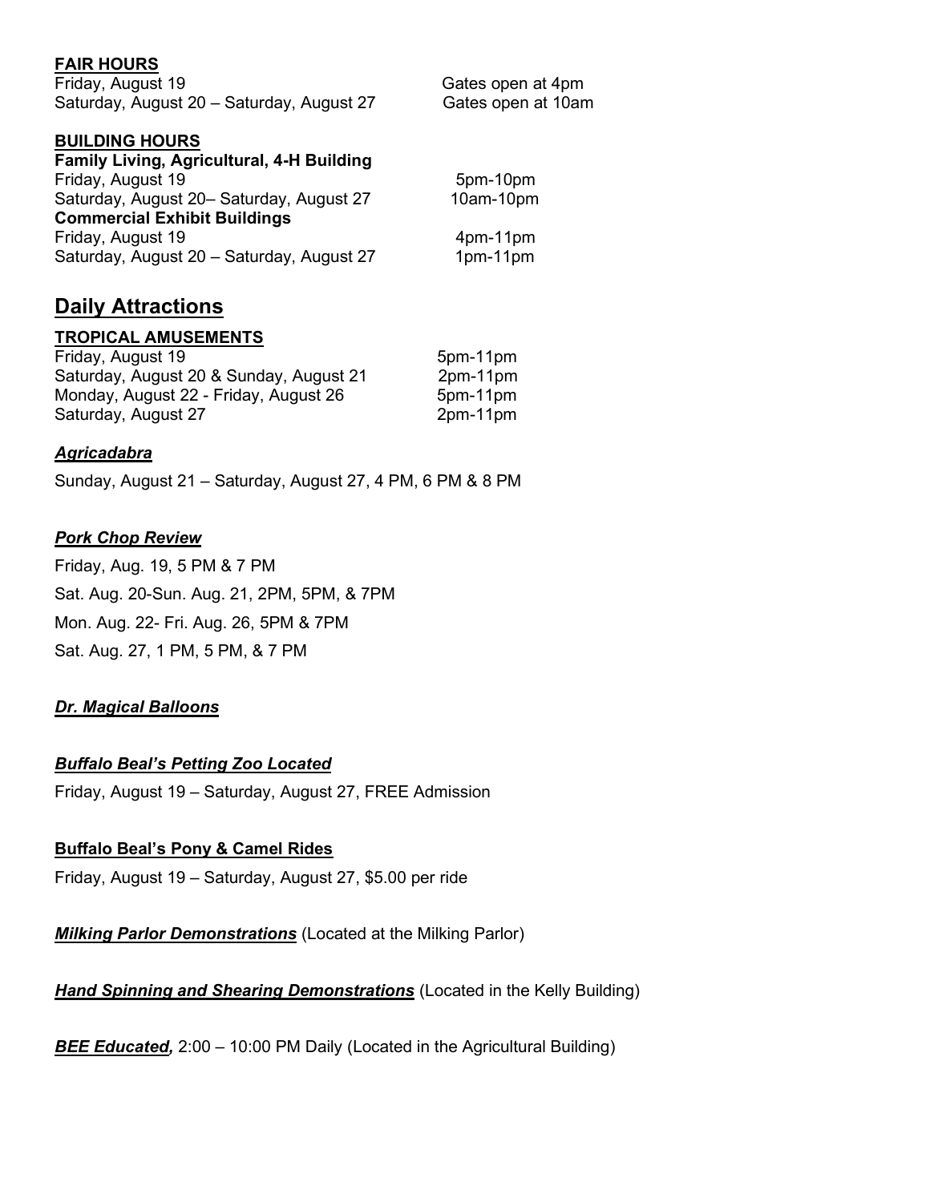**FAIR HOURS**

| | |
|---|---|
| Friday, August 19 | Gates open at 4pm |
| Saturday, August 20 – Saturday, August 27 | Gates open at 10am |

**BUILDING HOURS**

**Family Living, Agricultural, 4-H Building**

| | |
|---|---|
| Friday, August 19 | 5pm-10pm |
| Saturday, August 20– Saturday, August 27 | 10am-10pm |

**Commercial Exhibit Buildings**

| | |
|---|---|
| Friday, August 19 | 4pm-11pm |
| Saturday, August 20 – Saturday, August 27 | 1pm-11pm |

# Daily Attractions

**TROPICAL AMUSEMENTS**

| | |
|---|---|
| Friday, August 19 | 5pm-11pm |
| Saturday, August 20 & Sunday, August 21 | 2pm-11pm |
| Monday, August 22 - Friday, August 26 | 5pm-11pm |
| Saturday, August 27 | 2pm-11pm |

***Agricadabra***

Sunday, August 21 – Saturday, August 27, 4 PM, 6 PM & 8 PM

***Pork Chop Review***

Friday, Aug. 19, 5 PM & 7 PM

Sat. Aug. 20-Sun. Aug. 21, 2PM, 5PM, & 7PM

Mon. Aug. 22- Fri. Aug. 26, 5PM & 7PM

Sat. Aug. 27, 1 PM, 5 PM, & 7 PM

***Dr. Magical Balloons***

***Buffalo Beal's Petting Zoo Located***

Friday, August 19 – Saturday, August 27, FREE Admission

**Buffalo Beal's Pony & Camel Rides**

Friday, August 19 – Saturday, August 27, $5.00 per ride

***Milking Parlor Demonstrations*** (Located at the Milking Parlor)

***Hand Spinning and Shearing Demonstrations*** (Located in the Kelly Building)

***BEE Educated,*** 2:00 – 10:00 PM Daily (Located in the Agricultural Building)